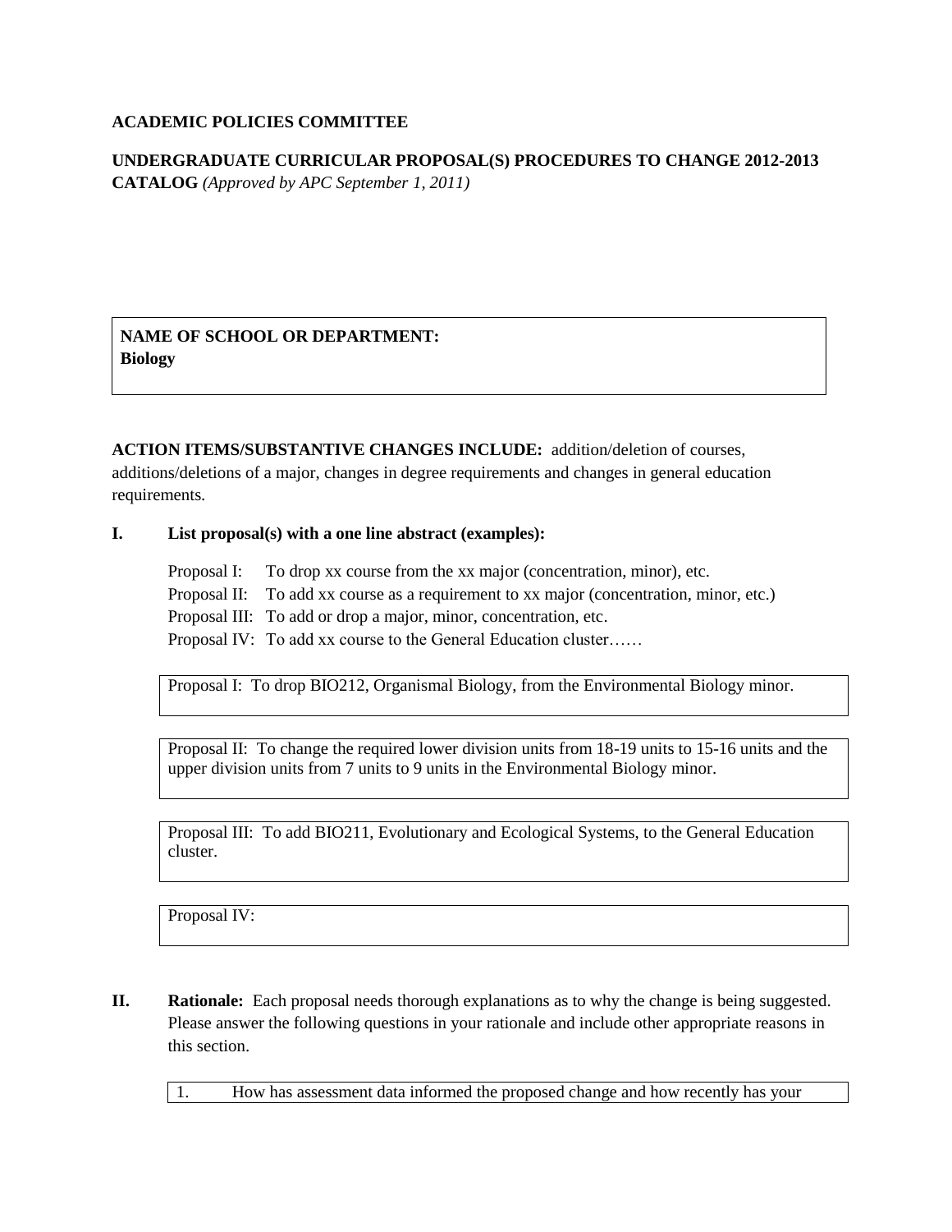**ACADEMIC POLICIES COMMITTEE**

**UNDERGRADUATE CURRICULAR PROPOSAL(S) PROCEDURES TO CHANGE 2012-2013 CATALOG** *(Approved by APC September 1, 2011)*

**NAME OF SCHOOL OR DEPARTMENT:**
**Biology**

**ACTION ITEMS/SUBSTANTIVE CHANGES INCLUDE:** addition/deletion of courses, additions/deletions of a major, changes in degree requirements and changes in general education requirements.

**I. List proposal(s) with a one line abstract (examples):**

Proposal I: To drop xx course from the xx major (concentration, minor), etc.
Proposal II: To add xx course as a requirement to xx major (concentration, minor, etc.)
Proposal III: To add or drop a major, minor, concentration, etc.
Proposal IV: To add xx course to the General Education cluster……

Proposal I: To drop BIO212, Organismal Biology, from the Environmental Biology minor.

Proposal II: To change the required lower division units from 18-19 units to 15-16 units and the upper division units from 7 units to 9 units in the Environmental Biology minor.

Proposal III: To add BIO211, Evolutionary and Ecological Systems, to the General Education cluster.

Proposal IV:

**II. Rationale:** Each proposal needs thorough explanations as to why the change is being suggested. Please answer the following questions in your rationale and include other appropriate reasons in this section.

1. How has assessment data informed the proposed change and how recently has your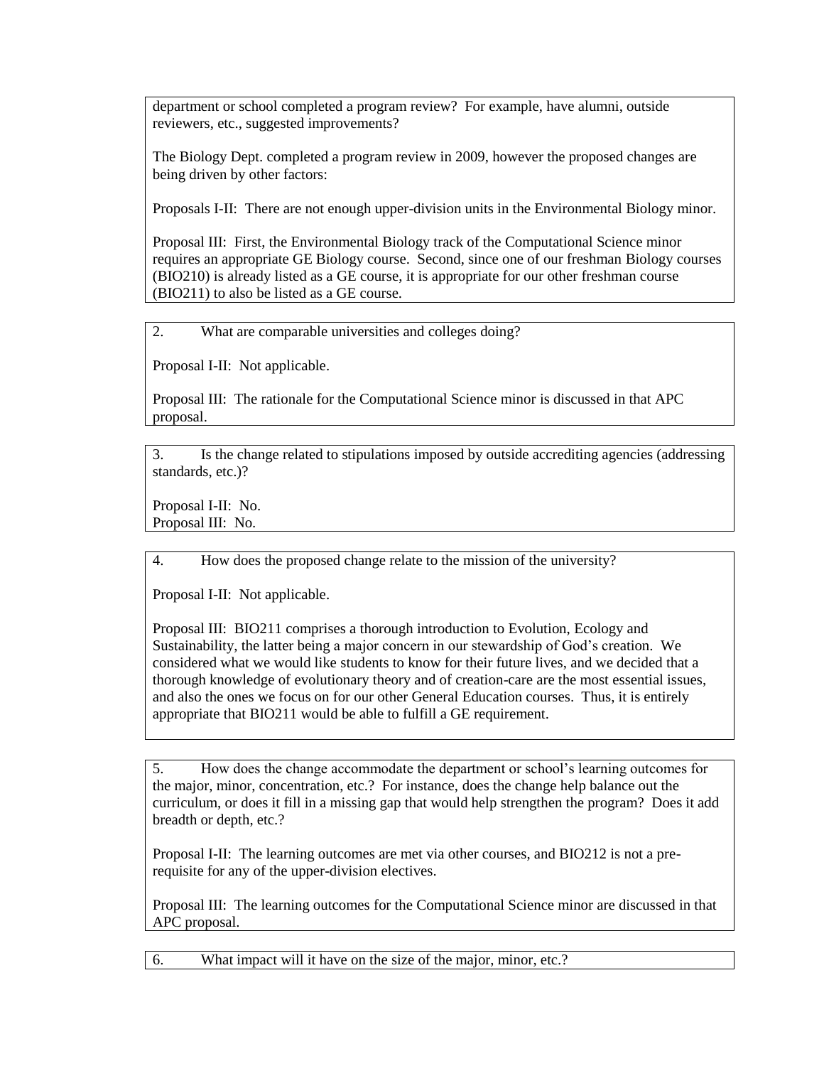department or school completed a program review? For example, have alumni, outside reviewers, etc., suggested improvements?

The Biology Dept. completed a program review in 2009, however the proposed changes are being driven by other factors:

Proposals I-II: There are not enough upper-division units in the Environmental Biology minor.

Proposal III: First, the Environmental Biology track of the Computational Science minor requires an appropriate GE Biology course. Second, since one of our freshman Biology courses (BIO210) is already listed as a GE course, it is appropriate for our other freshman course (BIO211) to also be listed as a GE course.

2. What are comparable universities and colleges doing?

Proposal I-II: Not applicable.

Proposal III: The rationale for the Computational Science minor is discussed in that APC proposal.

3. Is the change related to stipulations imposed by outside accrediting agencies (addressing standards, etc.)?

Proposal I-II: No.
Proposal III: No.

4. How does the proposed change relate to the mission of the university?

Proposal I-II: Not applicable.

Proposal III: BIO211 comprises a thorough introduction to Evolution, Ecology and Sustainability, the latter being a major concern in our stewardship of God's creation. We considered what we would like students to know for their future lives, and we decided that a thorough knowledge of evolutionary theory and of creation-care are the most essential issues, and also the ones we focus on for our other General Education courses. Thus, it is entirely appropriate that BIO211 would be able to fulfill a GE requirement.

5. How does the change accommodate the department or school's learning outcomes for the major, minor, concentration, etc.? For instance, does the change help balance out the curriculum, or does it fill in a missing gap that would help strengthen the program? Does it add breadth or depth, etc.?

Proposal I-II: The learning outcomes are met via other courses, and BIO212 is not a pre-requisite for any of the upper-division electives.

Proposal III: The learning outcomes for the Computational Science minor are discussed in that APC proposal.

6. What impact will it have on the size of the major, minor, etc.?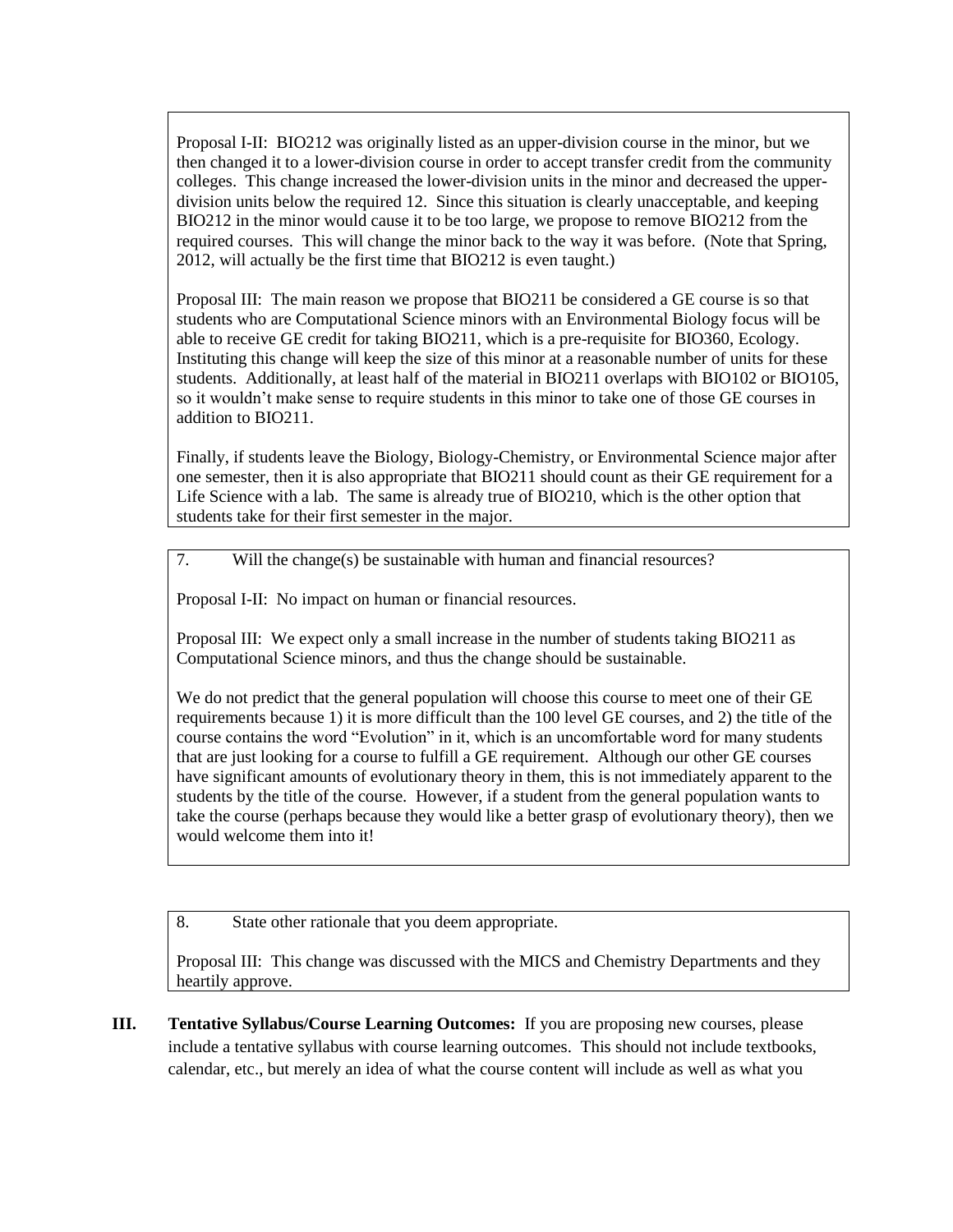Proposal I-II: BIO212 was originally listed as an upper-division course in the minor, but we then changed it to a lower-division course in order to accept transfer credit from the community colleges. This change increased the lower-division units in the minor and decreased the upper-division units below the required 12. Since this situation is clearly unacceptable, and keeping BIO212 in the minor would cause it to be too large, we propose to remove BIO212 from the required courses. This will change the minor back to the way it was before. (Note that Spring, 2012, will actually be the first time that BIO212 is even taught.)

Proposal III: The main reason we propose that BIO211 be considered a GE course is so that students who are Computational Science minors with an Environmental Biology focus will be able to receive GE credit for taking BIO211, which is a pre-requisite for BIO360, Ecology. Instituting this change will keep the size of this minor at a reasonable number of units for these students. Additionally, at least half of the material in BIO211 overlaps with BIO102 or BIO105, so it wouldn't make sense to require students in this minor to take one of those GE courses in addition to BIO211.

Finally, if students leave the Biology, Biology-Chemistry, or Environmental Science major after one semester, then it is also appropriate that BIO211 should count as their GE requirement for a Life Science with a lab. The same is already true of BIO210, which is the other option that students take for their first semester in the major.

7. Will the change(s) be sustainable with human and financial resources?

Proposal I-II: No impact on human or financial resources.

Proposal III: We expect only a small increase in the number of students taking BIO211 as Computational Science minors, and thus the change should be sustainable.

We do not predict that the general population will choose this course to meet one of their GE requirements because 1) it is more difficult than the 100 level GE courses, and 2) the title of the course contains the word "Evolution" in it, which is an uncomfortable word for many students that are just looking for a course to fulfill a GE requirement. Although our other GE courses have significant amounts of evolutionary theory in them, this is not immediately apparent to the students by the title of the course. However, if a student from the general population wants to take the course (perhaps because they would like a better grasp of evolutionary theory), then we would welcome them into it!

8. State other rationale that you deem appropriate.

Proposal III: This change was discussed with the MICS and Chemistry Departments and they heartily approve.

**III. Tentative Syllabus/Course Learning Outcomes:** If you are proposing new courses, please include a tentative syllabus with course learning outcomes. This should not include textbooks, calendar, etc., but merely an idea of what the course content will include as well as what you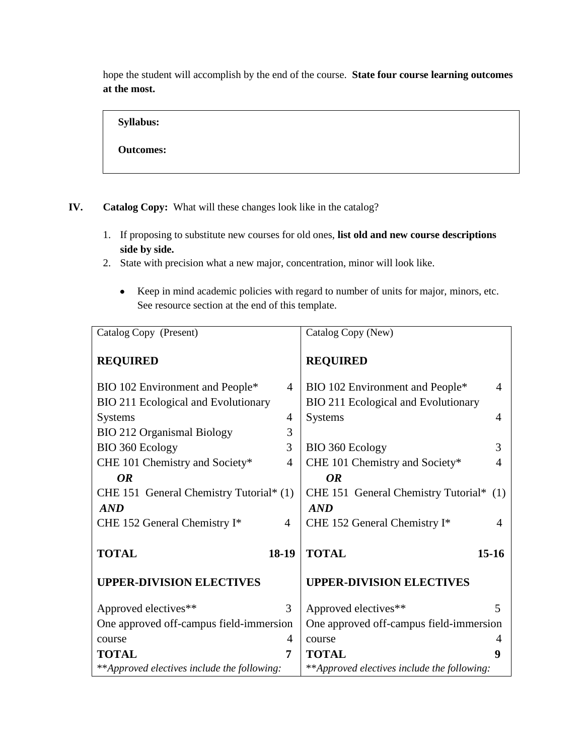hope the student will accomplish by the end of the course. **State four course learning outcomes at the most.**

> **Syllabus:**
>
> **Outcomes:**

**IV. Catalog Copy:** What will these changes look like in the catalog?

1. If proposing to substitute new courses for old ones, **list old and new course descriptions side by side.**
2. State with precision what a new major, concentration, minor will look like.
   - Keep in mind academic policies with regard to number of units for major, minors, etc. See resource section at the end of this template.

| Catalog Copy (Present) | | Catalog Copy (New) | |
|---|---|---|---|
| **REQUIRED** | | **REQUIRED** | |
| BIO 102 Environment and People* | 4 | BIO 102 Environment and People* | 4 |
| BIO 211 Ecological and Evolutionary Systems | 4 | BIO 211 Ecological and Evolutionary Systems | 4 |
| BIO 212 Organismal Biology | 3 | | |
| BIO 360 Ecology | 3 | BIO 360 Ecology | 3 |
| CHE 101 Chemistry and Society* | 4 | CHE 101 Chemistry and Society* | 4 |
| ***OR*** | | ***OR*** | |
| CHE 151 General Chemistry Tutorial* | (1) | CHE 151 General Chemistry Tutorial* | (1) |
| ***AND*** | | ***AND*** | |
| CHE 152 General Chemistry I* | 4 | CHE 152 General Chemistry I* | 4 |
| **TOTAL** | **18-19** | **TOTAL** | **15-16** |
| **UPPER-DIVISION ELECTIVES** | | **UPPER-DIVISION ELECTIVES** | |
| Approved electives** | 3 | Approved electives** | 5 |
| One approved off-campus field-immersion course | 4 | One approved off-campus field-immersion course | 4 |
| **TOTAL** | **7** | **TOTAL** | **9** |
| ***Approved electives include the following:* | | ***Approved electives include the following:* | |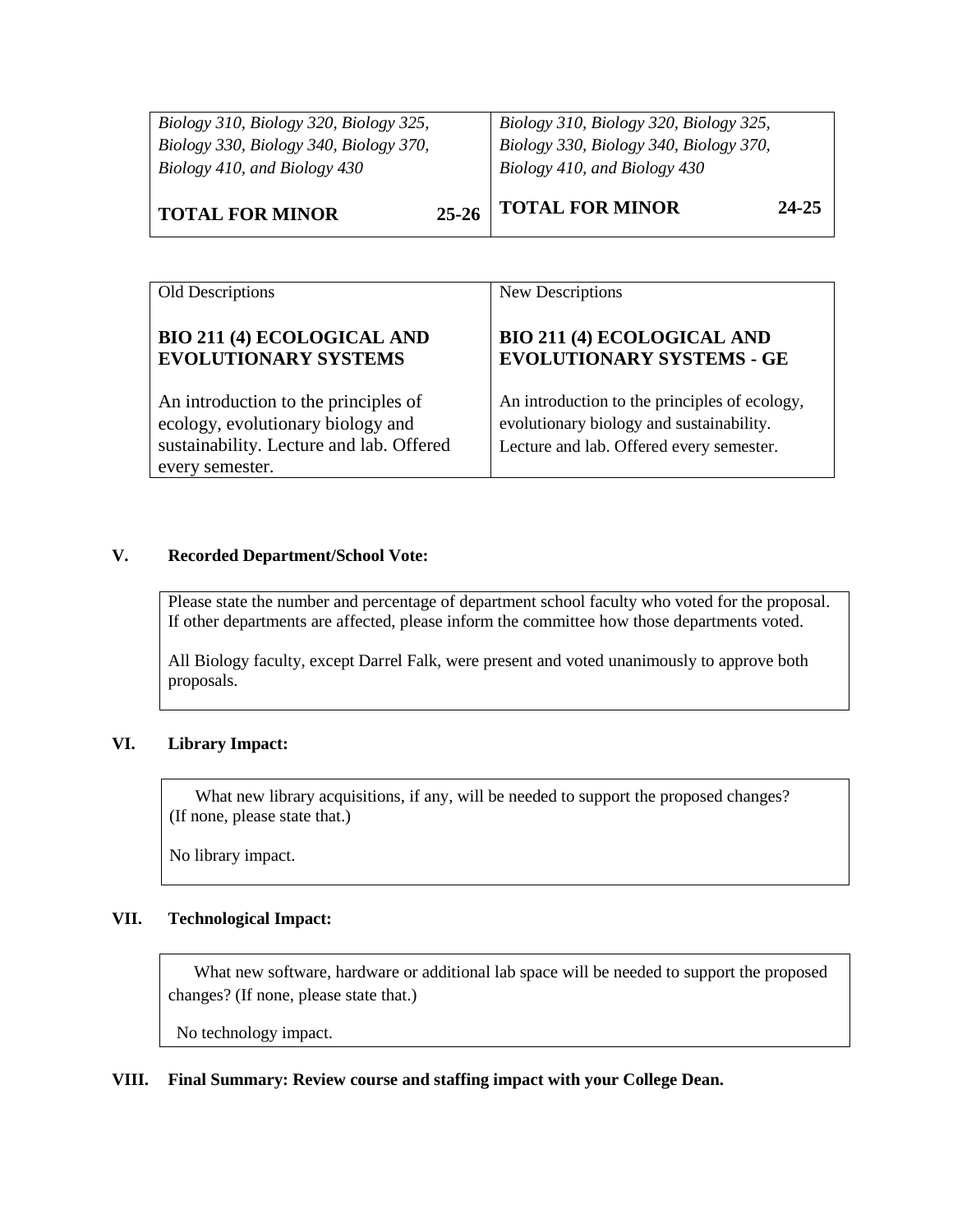| | |
|---|---|
| *Biology 310, Biology 320, Biology 325, Biology 330, Biology 340, Biology 370, Biology 410, and Biology 430*<br><br>**TOTAL FOR MINOR 25-26** | *Biology 310, Biology 320, Biology 325, Biology 330, Biology 340, Biology 370, Biology 410, and Biology 430*<br><br>**TOTAL FOR MINOR 24-25** |

| Old Descriptions | New Descriptions |
|---|---|
| **BIO 211 (4) ECOLOGICAL AND EVOLUTIONARY SYSTEMS**<br><br>An introduction to the principles of ecology, evolutionary biology and sustainability. Lecture and lab. Offered every semester. | **BIO 211 (4) ECOLOGICAL AND EVOLUTIONARY SYSTEMS - GE**<br><br>An introduction to the principles of ecology, evolutionary biology and sustainability. Lecture and lab. Offered every semester. |

## V. Recorded Department/School Vote:

Please state the number and percentage of department school faculty who voted for the proposal. If other departments are affected, please inform the committee how those departments voted.

All Biology faculty, except Darrel Falk, were present and voted unanimously to approve both proposals.

## VI. Library Impact:

What new library acquisitions, if any, will be needed to support the proposed changes? (If none, please state that.)

No library impact.

## VII. Technological Impact:

What new software, hardware or additional lab space will be needed to support the proposed changes? (If none, please state that.)

No technology impact.

## VIII. Final Summary: Review course and staffing impact with your College Dean.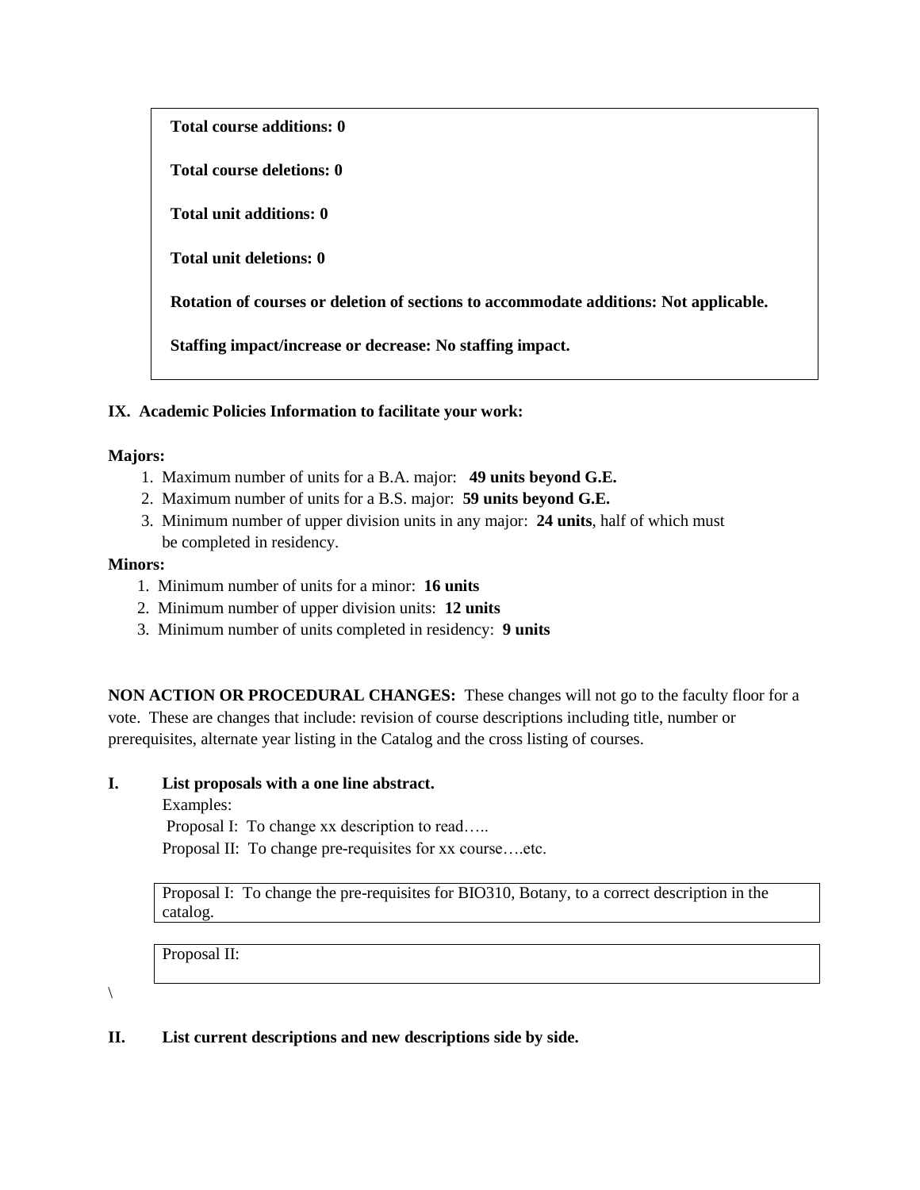**Total course additions: 0**

**Total course deletions: 0**

**Total unit additions: 0**

**Total unit deletions: 0**

**Rotation of courses or deletion of sections to accommodate additions: Not applicable.**

**Staffing impact/increase or decrease: No staffing impact.**

**IX. Academic Policies Information to facilitate your work:**

**Majors:**

1. Maximum number of units for a B.A. major: **49 units beyond G.E.**
2. Maximum number of units for a B.S. major: **59 units beyond G.E.**
3. Minimum number of upper division units in any major: **24 units**, half of which must be completed in residency.

**Minors:**

1. Minimum number of units for a minor: **16 units**
2. Minimum number of upper division units: **12 units**
3. Minimum number of units completed in residency: **9 units**

**NON ACTION OR PROCEDURAL CHANGES:** These changes will not go to the faculty floor for a vote. These are changes that include: revision of course descriptions including title, number or prerequisites, alternate year listing in the Catalog and the cross listing of courses.

**I. List proposals with a one line abstract.**

Examples:
Proposal I: To change xx description to read…..
Proposal II: To change pre-requisites for xx course….etc.

Proposal I: To change the pre-requisites for BIO310, Botany, to a correct description in the catalog.

Proposal II:

\

**II. List current descriptions and new descriptions side by side.**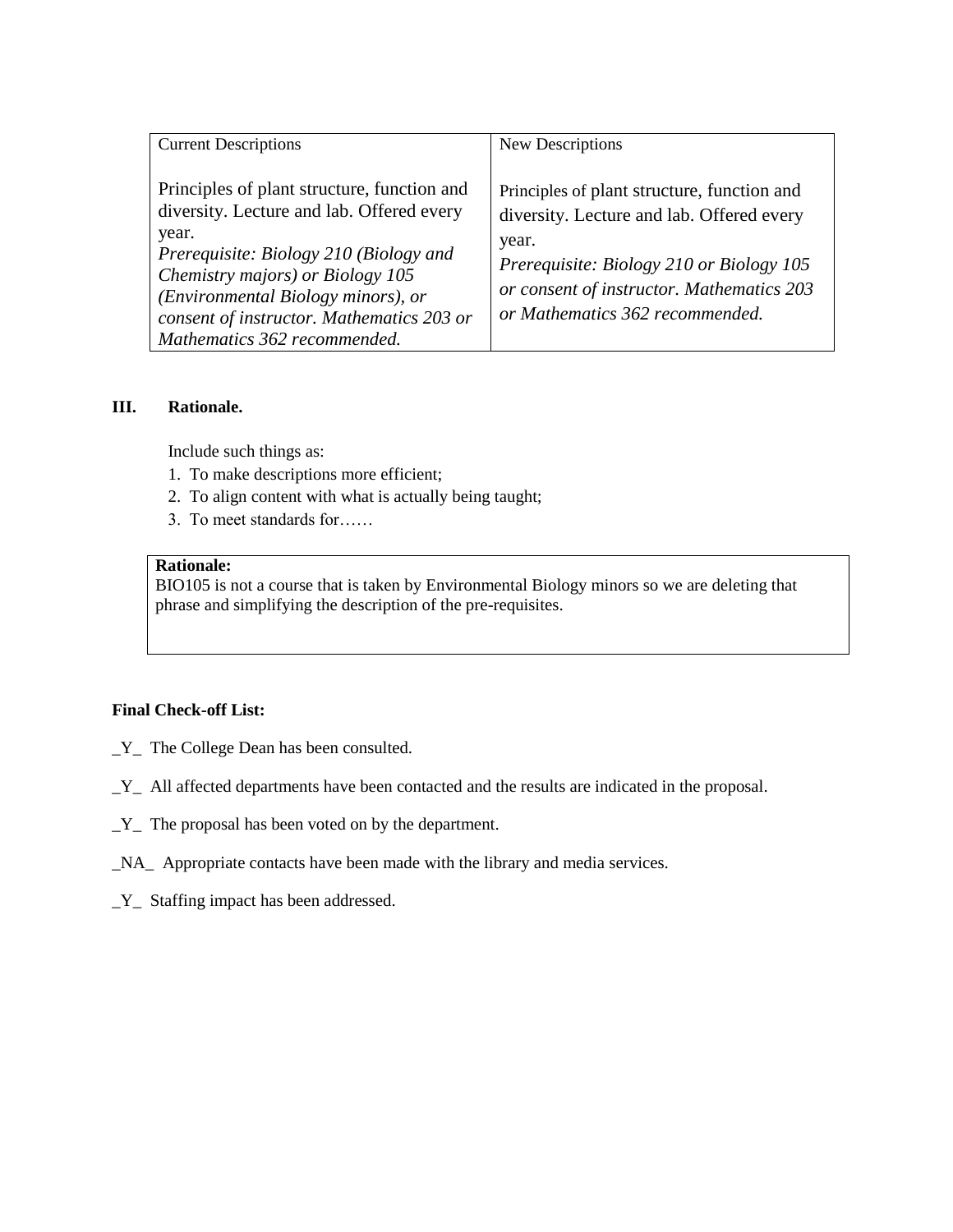| Current Descriptions | New Descriptions |
|---|---|
| Principles of plant structure, function and diversity. Lecture and lab. Offered every year. *Prerequisite: Biology 210 (Biology and Chemistry majors) or Biology 105 (Environmental Biology minors), or consent of instructor. Mathematics 203 or Mathematics 362 recommended.* | Principles of plant structure, function and diversity. Lecture and lab. Offered every year. *Prerequisite: Biology 210 or Biology 105 or consent of instructor. Mathematics 203 or Mathematics 362 recommended.* |

## III. Rationale.

Include such things as:

1. To make descriptions more efficient;
2. To align content with what is actually being taught;
3. To meet standards for……

**Rationale:**
BIO105 is not a course that is taken by Environmental Biology minors so we are deleting that phrase and simplifying the description of the pre-requisites.

**Final Check-off List:**

_Y_ The College Dean has been consulted.

_Y_ All affected departments have been contacted and the results are indicated in the proposal.

_Y_ The proposal has been voted on by the department.

_NA_ Appropriate contacts have been made with the library and media services.

_Y_ Staffing impact has been addressed.